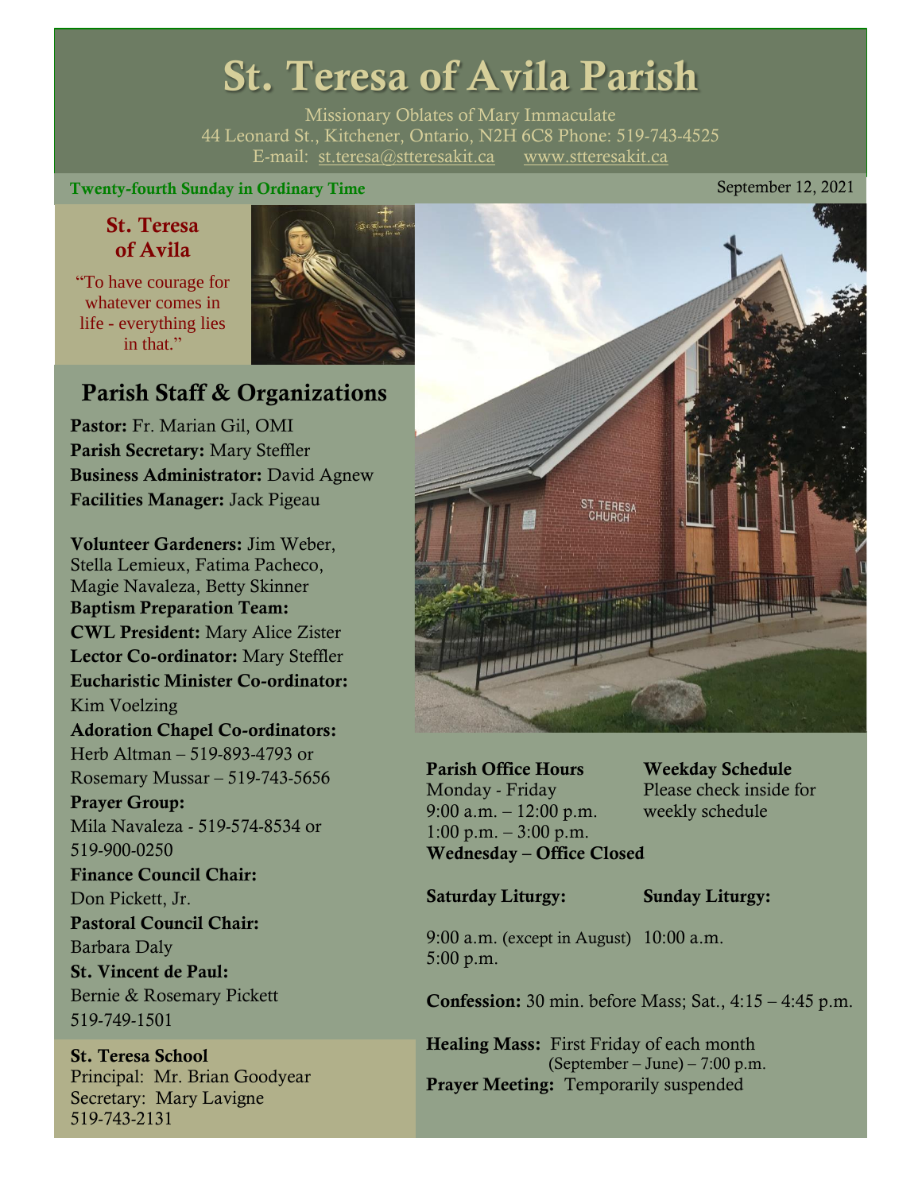# St. Teresa of Avila Parish

Missionary Oblates of Mary Immaculate
44 Leonard St., Kitchener, Ontario, N2H 6C8 Phone: 519-743-4525
E-mail: st.teresa@stteresakit.ca www.stteresakit.ca

**Twenty-fourth Sunday in Ordinary Time** September 12, 2021

## St. Teresa of Avila

"To have courage for whatever comes in life - everything lies in that."

## Parish Staff & Organizations

**Pastor:** Fr. Marian Gil, OMI
**Parish Secretary:** Mary Steffler
**Business Administrator:** David Agnew
**Facilities Manager:** Jack Pigeau

**Volunteer Gardeners:** Jim Weber, Stella Lemieux, Fatima Pacheco, Magie Navaleza, Betty Skinner
**Baptism Preparation Team:**
**CWL President:** Mary Alice Zister
**Lector Co-ordinator:** Mary Steffler
**Eucharistic Minister Co-ordinator:** Kim Voelzing
**Adoration Chapel Co-ordinators:** Herb Altman – 519-893-4793 or Rosemary Mussar – 519-743-5656
**Prayer Group:** Mila Navaleza - 519-574-8534 or 519-900-0250
**Finance Council Chair:** Don Pickett, Jr.
**Pastoral Council Chair:** Barbara Daly
**St. Vincent de Paul:** Bernie & Rosemary Pickett 519-749-1501

**St. Teresa School**
Principal: Mr. Brian Goodyear
Secretary: Mary Lavigne
519-743-2131

**Parish Office Hours**
Monday - Friday
9:00 a.m. – 12:00 p.m.
1:00 p.m. – 3:00 p.m.
**Wednesday – Office Closed**

**Weekday Schedule**
Please check inside for weekly schedule

**Saturday Liturgy:**
9:00 a.m. (except in August)
5:00 p.m.

**Sunday Liturgy:**
10:00 a.m.

**Confession:** 30 min. before Mass; Sat., 4:15 – 4:45 p.m.

**Healing Mass:** First Friday of each month (September – June) – 7:00 p.m.
**Prayer Meeting:** Temporarily suspended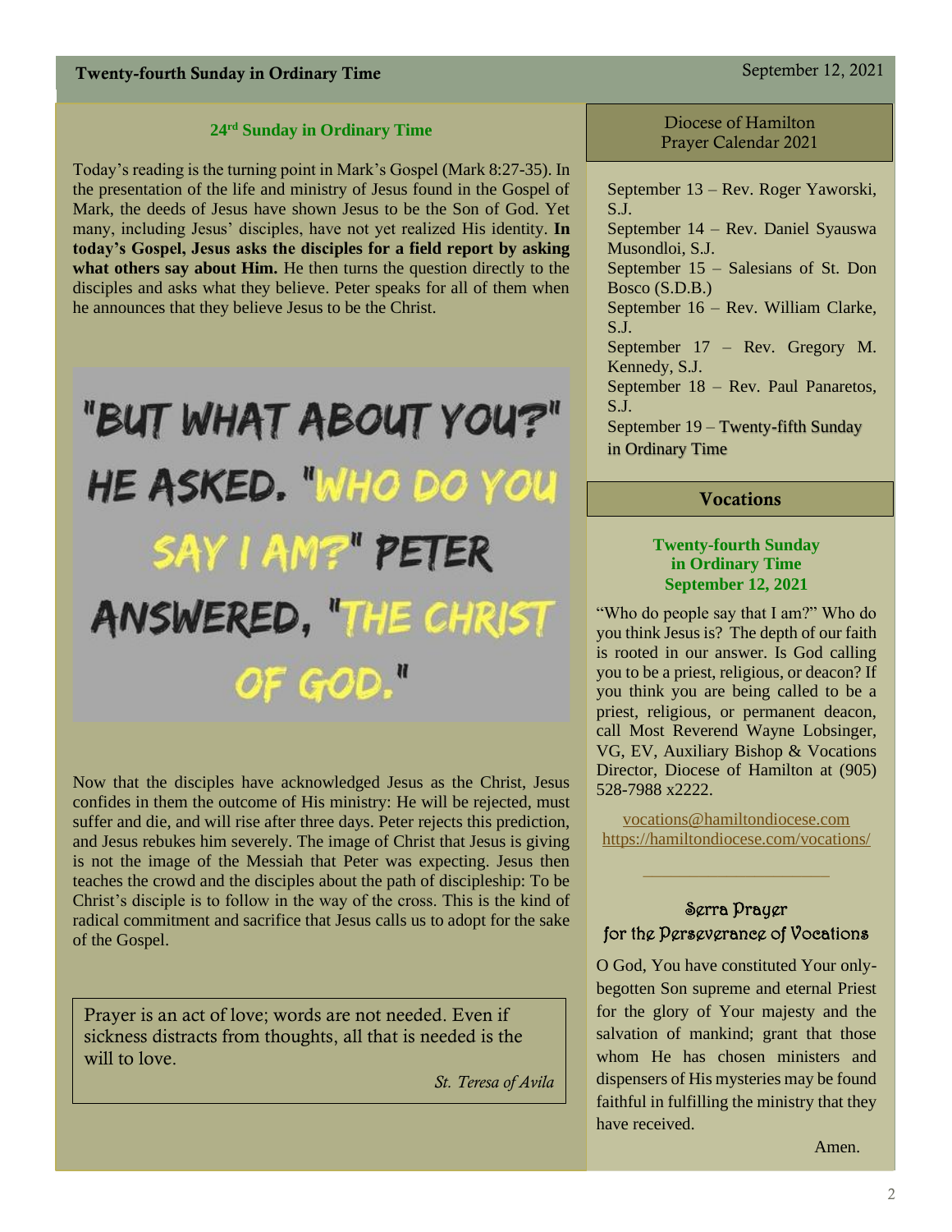## 24rd Sunday in Ordinary Time

Today's reading is the turning point in Mark's Gospel (Mark 8:27-35). In the presentation of the life and ministry of Jesus found in the Gospel of Mark, the deeds of Jesus have shown Jesus to be the Son of God. Yet many, including Jesus' disciples, have not yet realized His identity. **In today's Gospel, Jesus asks the disciples for a field report by asking what others say about Him.** He then turns the question directly to the disciples and asks what they believe. Peter speaks for all of them when he announces that they believe Jesus to be the Christ.

"BUT WHAT ABOUT YOU?" HE ASKED. "WHO DO YOU SAY I AM?" PETER ANSWERED, "THE CHRIST OF GOD."

Now that the disciples have acknowledged Jesus as the Christ, Jesus confides in them the outcome of His ministry: He will be rejected, must suffer and die, and will rise after three days. Peter rejects this prediction, and Jesus rebukes him severely. The image of Christ that Jesus is giving is not the image of the Messiah that Peter was expecting. Jesus then teaches the crowd and the disciples about the path of discipleship: To be Christ's disciple is to follow in the way of the cross. This is the kind of radical commitment and sacrifice that Jesus calls us to adopt for the sake of the Gospel.

> Prayer is an act of love; words are not needed. Even if sickness distracts from thoughts, all that is needed is the will to love.
>
> *St. Teresa of Avila*

## Diocese of Hamilton Prayer Calendar 2021

September 13 – Rev. Roger Yaworski, S.J.
September 14 – Rev. Daniel Syauswa Musondloi, S.J.
September 15 – Salesians of St. Don Bosco (S.D.B.)
September 16 – Rev. William Clarke, S.J.
September 17 – Rev. Gregory M. Kennedy, S.J.
September 18 – Rev. Paul Panaretos, S.J.
September 19 – Twenty-fifth Sunday in Ordinary Time

## Vocations

**Twenty-fourth Sunday in Ordinary Time**
**September 12, 2021**

"Who do people say that I am?" Who do you think Jesus is? The depth of our faith is rooted in our answer. Is God calling you to be a priest, religious, or deacon? If you think you are being called to be a priest, religious, or permanent deacon, call Most Reverend Wayne Lobsinger, VG, EV, Auxiliary Bishop & Vocations Director, Diocese of Hamilton at (905) 528-7988 x2222.

vocations@hamiltondiocese.com
https://hamiltondiocese.com/vocations/

---

### Serra Prayer for the Perseverance of Vocations

O God, You have constituted Your only-begotten Son supreme and eternal Priest for the glory of Your majesty and the salvation of mankind; grant that those whom He has chosen ministers and dispensers of His mysteries may be found faithful in fulfilling the ministry that they have received.

Amen.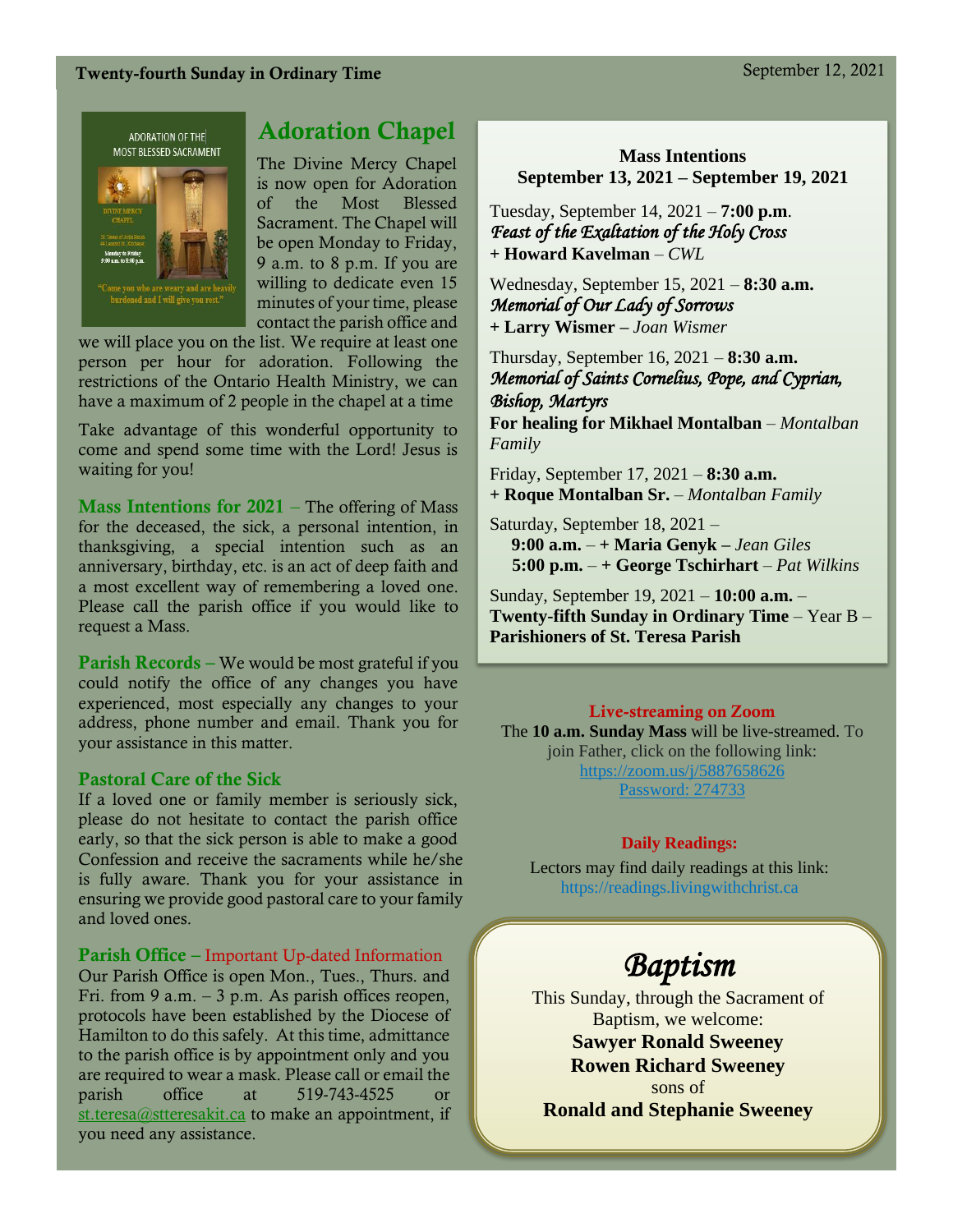## Adoration Chapel

The Divine Mercy Chapel is now open for Adoration of the Most Blessed Sacrament. The Chapel will be open Monday to Friday, 9 a.m. to 8 p.m. If you are willing to dedicate even 15 minutes of your time, please contact the parish office and we will place you on the list. We require at least one person per hour for adoration. Following the restrictions of the Ontario Health Ministry, we can have a maximum of 2 people in the chapel at a time

Take advantage of this wonderful opportunity to come and spend some time with the Lord! Jesus is waiting for you!

**Mass Intentions for 2021** – The offering of Mass for the deceased, the sick, a personal intention, in thanksgiving, a special intention such as an anniversary, birthday, etc. is an act of deep faith and a most excellent way of remembering a loved one. Please call the parish office if you would like to request a Mass.

**Parish Records** – We would be most grateful if you could notify the office of any changes you have experienced, most especially any changes to your address, phone number and email. Thank you for your assistance in this matter.

**Pastoral Care of the Sick**
If a loved one or family member is seriously sick, please do not hesitate to contact the parish office early, so that the sick person is able to make a good Confession and receive the sacraments while he/she is fully aware. Thank you for your assistance in ensuring we provide good pastoral care to your family and loved ones.

**Parish Office** – Important Up-dated Information
Our Parish Office is open Mon., Tues., Thurs. and Fri. from 9 a.m. – 3 p.m. As parish offices reopen, protocols have been established by the Diocese of Hamilton to do this safely. At this time, admittance to the parish office is by appointment only and you are required to wear a mask. Please call or email the parish office at 519-743-4525 or st.teresa@stteresakit.ca to make an appointment, if you need any assistance.

### Mass Intentions
### September 13, 2021 – September 19, 2021

Tuesday, September 14, 2021 – **7:00 p.m.**
*Feast of the Exaltation of the Holy Cross*
**+ Howard Kavelman** – *CWL*

Wednesday, September 15, 2021 – **8:30 a.m.**
*Memorial of Our Lady of Sorrows*
**+ Larry Wismer** – *Joan Wismer*

Thursday, September 16, 2021 – **8:30 a.m.**
*Memorial of Saints Cornelius, Pope, and Cyprian, Bishop, Martyrs*
**For healing for Mikhael Montalban** – *Montalban Family*

Friday, September 17, 2021 – **8:30 a.m.**
**+ Roque Montalban Sr.** – *Montalban Family*

Saturday, September 18, 2021 –
**9:00 a.m.** – **+ Maria Genyk** – *Jean Giles*
**5:00 p.m.** – **+ George Tschirhart** – *Pat Wilkins*

Sunday, September 19, 2021 – **10:00 a.m.** –
**Twenty-fifth Sunday in Ordinary Time** – Year B –
**Parishioners of St. Teresa Parish**

**Live-streaming on Zoom**
The **10 a.m. Sunday Mass** will be live-streamed. To join Father, click on the following link:
https://zoom.us/j/5887658626
Password: 274733

**Daily Readings:**
Lectors may find daily readings at this link:
https://readings.livingwithchrist.ca

## *Baptism*

This Sunday, through the Sacrament of Baptism, we welcome:
**Sawyer Ronald Sweeney**
**Rowen Richard Sweeney**
sons of
**Ronald and Stephanie Sweeney**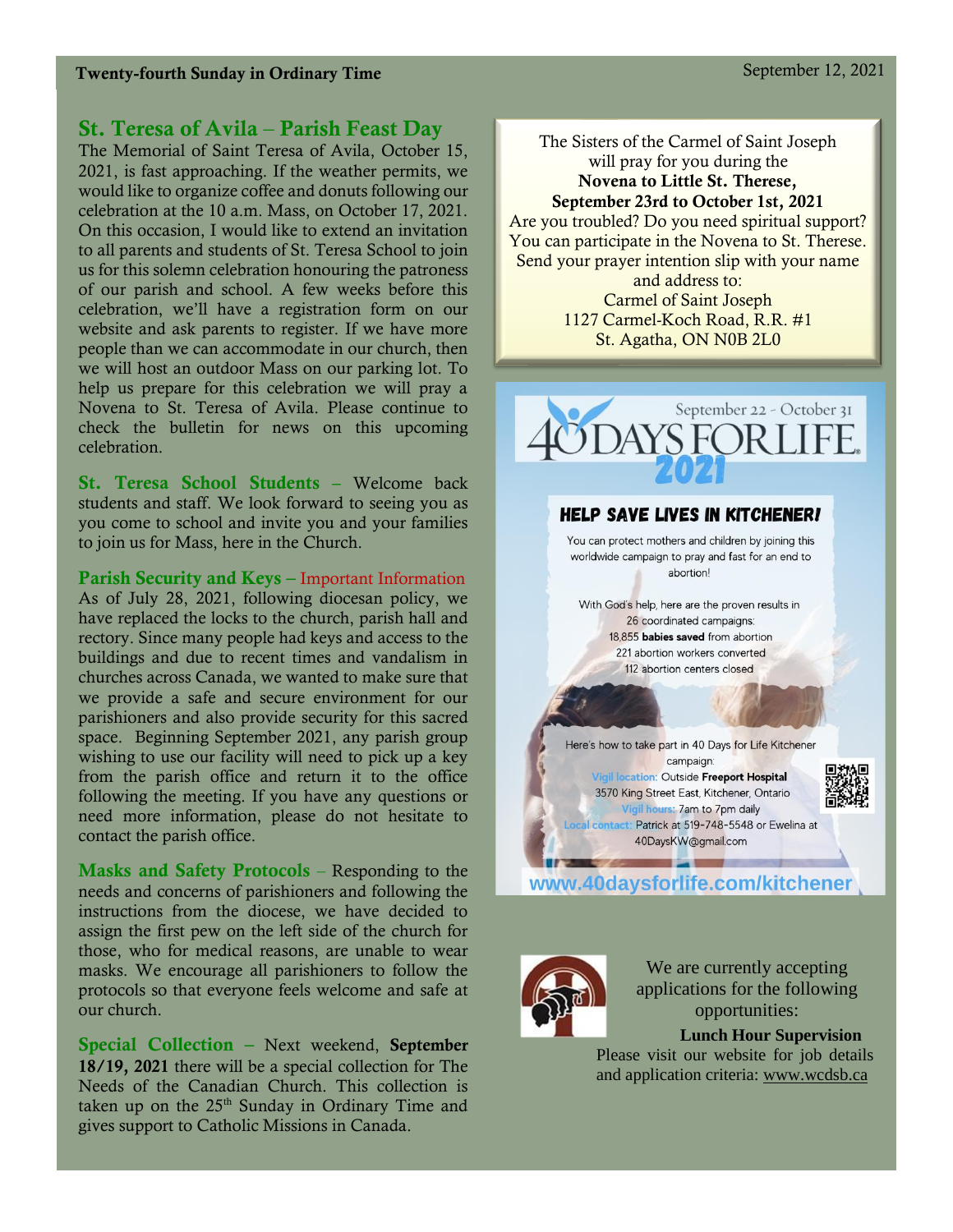**Twenty-fourth Sunday in Ordinary Time** September 12, 2021

## St. Teresa of Avila – Parish Feast Day

The Memorial of Saint Teresa of Avila, October 15, 2021, is fast approaching. If the weather permits, we would like to organize coffee and donuts following our celebration at the 10 a.m. Mass, on October 17, 2021. On this occasion, I would like to extend an invitation to all parents and students of St. Teresa School to join us for this solemn celebration honouring the patroness of our parish and school. A few weeks before this celebration, we'll have a registration form on our website and ask parents to register. If we have more people than we can accommodate in our church, then we will host an outdoor Mass on our parking lot. To help us prepare for this celebration we will pray a Novena to St. Teresa of Avila. Please continue to check the bulletin for news on this upcoming celebration.

**St. Teresa School Students** – Welcome back students and staff. We look forward to seeing you as you come to school and invite you and your families to join us for Mass, here in the Church.

**Parish Security and Keys** – Important Information
As of July 28, 2021, following diocesan policy, we have replaced the locks to the church, parish hall and rectory. Since many people had keys and access to the buildings and due to recent times and vandalism in churches across Canada, we wanted to make sure that we provide a safe and secure environment for our parishioners and also provide security for this sacred space. Beginning September 2021, any parish group wishing to use our facility will need to pick up a key from the parish office and return it to the office following the meeting. If you have any questions or need more information, please do not hesitate to contact the parish office.

**Masks and Safety Protocols** – Responding to the needs and concerns of parishioners and following the instructions from the diocese, we have decided to assign the first pew on the left side of the church for those, who for medical reasons, are unable to wear masks. We encourage all parishioners to follow the protocols so that everyone feels welcome and safe at our church.

**Special Collection** – Next weekend, **September 18/19, 2021** there will be a special collection for The Needs of the Canadian Church. This collection is taken up on the 25th Sunday in Ordinary Time and gives support to Catholic Missions in Canada.

The Sisters of the Carmel of Saint Joseph will pray for you during the
**Novena to Little St. Therese,**
**September 23rd to October 1st, 2021**
Are you troubled? Do you need spiritual support? You can participate in the Novena to St. Therese. Send your prayer intention slip with your name and address to:
Carmel of Saint Joseph
1127 Carmel-Koch Road, R.R. #1
St. Agatha, ON N0B 2L0

September 22 - October 31
**40 DAYS FOR LIFE 2021**

**HELP SAVE LIVES IN KITCHENER!**

You can protect mothers and children by joining this worldwide campaign to pray and fast for an end to abortion!

With God's help, here are the proven results in 26 coordinated campaigns:
18,855 **babies saved** from abortion
221 abortion workers converted
112 abortion centers closed

Here's how to take part in 40 Days for Life Kitchener campaign:
Vigil location: Outside **Freeport Hospital**
3570 King Street East, Kitchener, Ontario
Vigil hours: 7am to 7pm daily
Local contact: Patrick at 519-748-5548 or Ewelina at 40DaysKW@gmail.com

www.40daysforlife.com/kitchener

We are currently accepting applications for the following opportunities:
**Lunch Hour Supervision**
Please visit our website for job details and application criteria: www.wcdsb.ca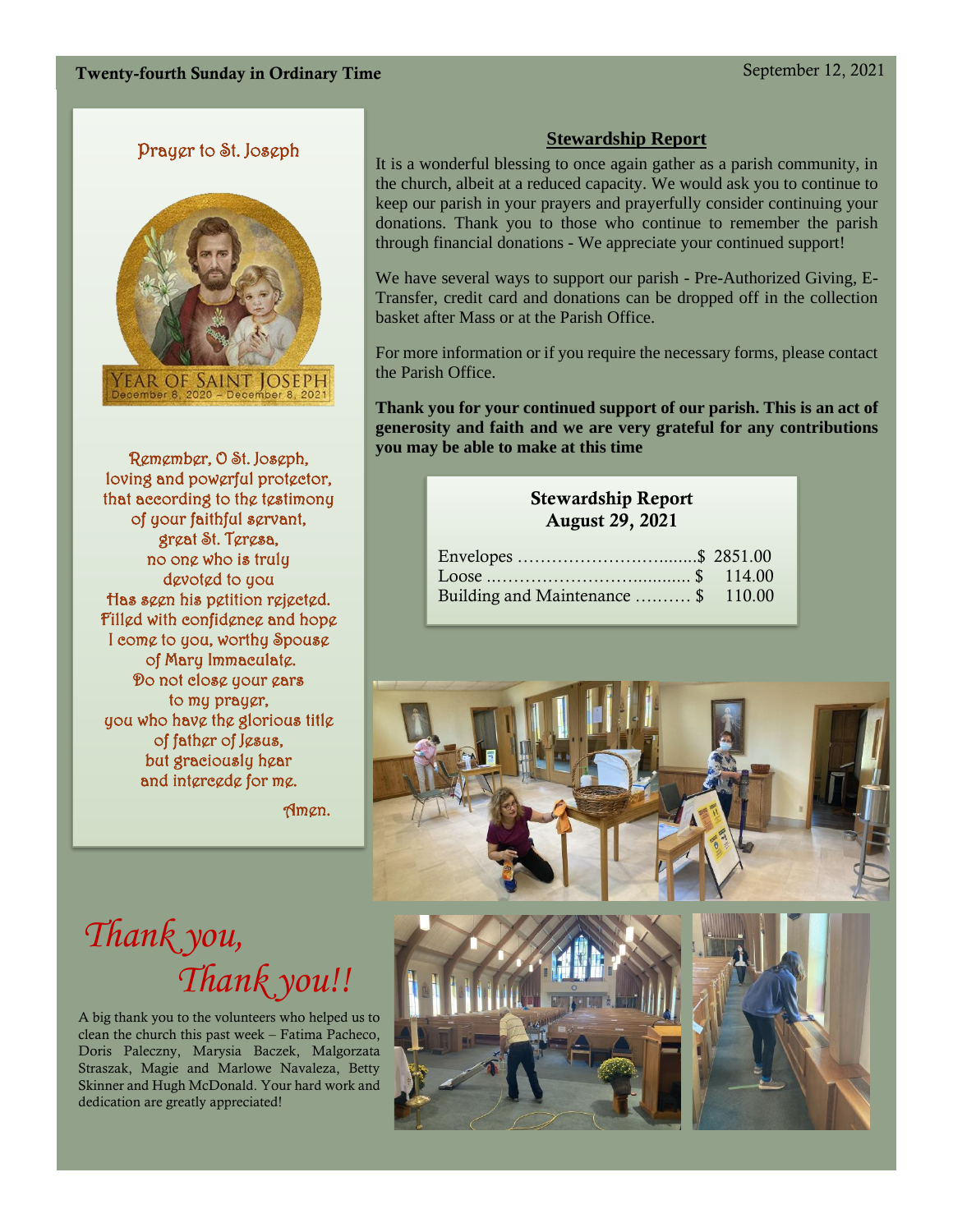**Twenty-fourth Sunday in Ordinary Time** September 12, 2021

## Prayer to St. Joseph

YEAR OF SAINT JOSEPH
December 8, 2020 – December 8, 2021

Remember, O St. Joseph,
loving and powerful protector,
that according to the testimony
of your faithful servant,
great St. Teresa,
no one who is truly
devoted to you
Has seen his petition rejected.
Filled with confidence and hope
I come to you, worthy Spouse
of Mary Immaculate.
Do not close your ears
to my prayer,
you who have the glorious title
of father of Jesus,
but graciously hear
and intercede for me.

Amen.

## Stewardship Report

It is a wonderful blessing to once again gather as a parish community, in the church, albeit at a reduced capacity. We would ask you to continue to keep our parish in your prayers and prayerfully consider continuing your donations. Thank you to those who continue to remember the parish through financial donations - We appreciate your continued support!

We have several ways to support our parish - Pre-Authorized Giving, E-Transfer, credit card and donations can be dropped off in the collection basket after Mass or at the Parish Office.

For more information or if you require the necessary forms, please contact the Parish Office.

**Thank you for your continued support of our parish. This is an act of generosity and faith and we are very grateful for any contributions you may be able to make at this time**

### Stewardship Report
### August 29, 2021

| | |
|---|---|
| Envelopes | $ 2851.00 |
| Loose | $ 114.00 |
| Building and Maintenance | $ 110.00 |

# *Thank you, Thank you!!*

A big thank you to the volunteers who helped us to clean the church this past week – Fatima Pacheco, Doris Paleczny, Marysia Baczek, Malgorzata Straszak, Magie and Marlowe Navaleza, Betty Skinner and Hugh McDonald. Your hard work and dedication are greatly appreciated!